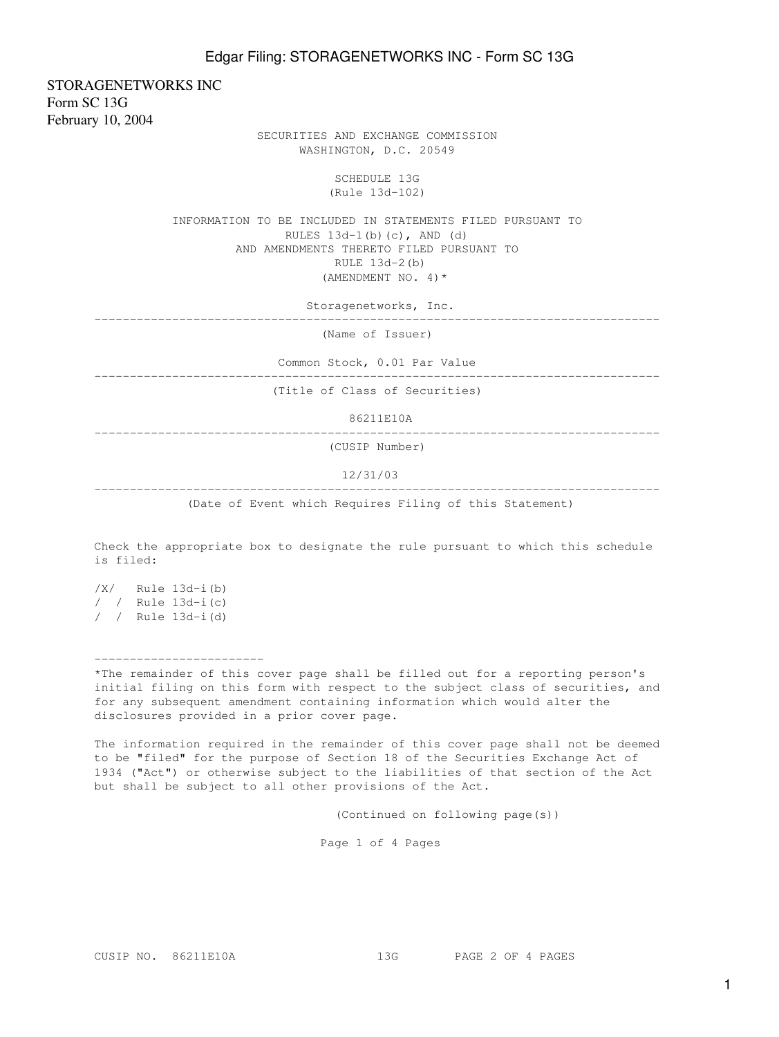STORAGENETWORKS INC
Form SC 13G
February 10, 2004

SECURITIES AND EXCHANGE COMMISSION
WASHINGTON, D.C. 20549

SCHEDULE 13G
(Rule 13d-102)

INFORMATION TO BE INCLUDED IN STATEMENTS FILED PURSUANT TO
RULES 13d-1(b)(c), AND (d)
AND AMENDMENTS THERETO FILED PURSUANT TO
RULE 13d-2(b)
(AMENDMENT NO. 4)*

Storagenetworks, Inc.

---

(Name of Issuer)

Common Stock, 0.01 Par Value

---

(Title of Class of Securities)

86211E10A

---

(CUSIP Number)

12/31/03

---

(Date of Event which Requires Filing of this Statement)

Check the appropriate box to designate the rule pursuant to which this schedule is filed:

/X/ Rule 13d-i(b)
/ / Rule 13d-i(c)
/ / Rule 13d-i(d)

---

*The remainder of this cover page shall be filled out for a reporting person's initial filing on this form with respect to the subject class of securities, and for any subsequent amendment containing information which would alter the disclosures provided in a prior cover page.

The information required in the remainder of this cover page shall not be deemed to be "filed" for the purpose of Section 18 of the Securities Exchange Act of 1934 ("Act") or otherwise subject to the liabilities of that section of the Act but shall be subject to all other provisions of the Act.

(Continued on following page(s))

CUSIP NO. 86211E10A 13G PAGE 2 OF 4 PAGES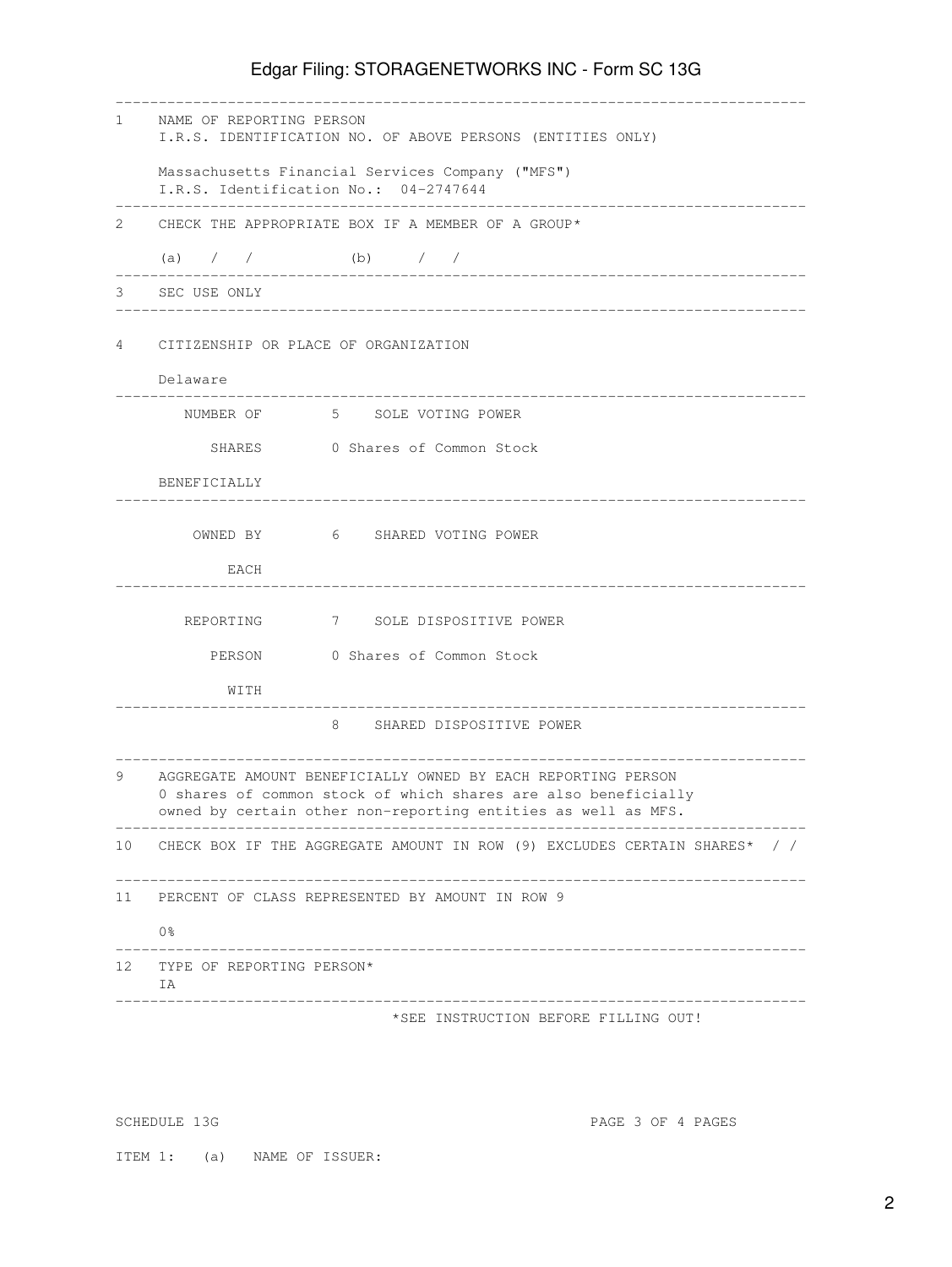| | | |
|---|---|---|
| 1 | NAME OF REPORTING PERSON<br>I.R.S. IDENTIFICATION NO. OF ABOVE PERSONS (ENTITIES ONLY)<br><br>Massachusetts Financial Services Company ("MFS")<br>I.R.S. Identification No.: 04-2747644 | |
| 2 | CHECK THE APPROPRIATE BOX IF A MEMBER OF A GROUP*<br><br>(a) / / (b) / / | |
| 3 | SEC USE ONLY | |
| 4 | CITIZENSHIP OR PLACE OF ORGANIZATION<br><br>Delaware | |
| NUMBER OF SHARES BENEFICIALLY | 5 | SOLE VOTING POWER<br>0 Shares of Common Stock |
| OWNED BY EACH | 6 | SHARED VOTING POWER |
| REPORTING PERSON WITH | 7 | SOLE DISPOSITIVE POWER<br>0 Shares of Common Stock |
| | 8 | SHARED DISPOSITIVE POWER |
| 9 | AGGREGATE AMOUNT BENEFICIALLY OWNED BY EACH REPORTING PERSON<br>0 shares of common stock of which shares are also beneficially owned by certain other non-reporting entities as well as MFS. | |
| 10 | CHECK BOX IF THE AGGREGATE AMOUNT IN ROW (9) EXCLUDES CERTAIN SHARES* / / | |
| 11 | PERCENT OF CLASS REPRESENTED BY AMOUNT IN ROW 9<br><br>0% | |
| 12 | TYPE OF REPORTING PERSON*<br>IA | |

*SEE INSTRUCTION BEFORE FILLING OUT!

SCHEDULE 13G

ITEM 1: (a) NAME OF ISSUER: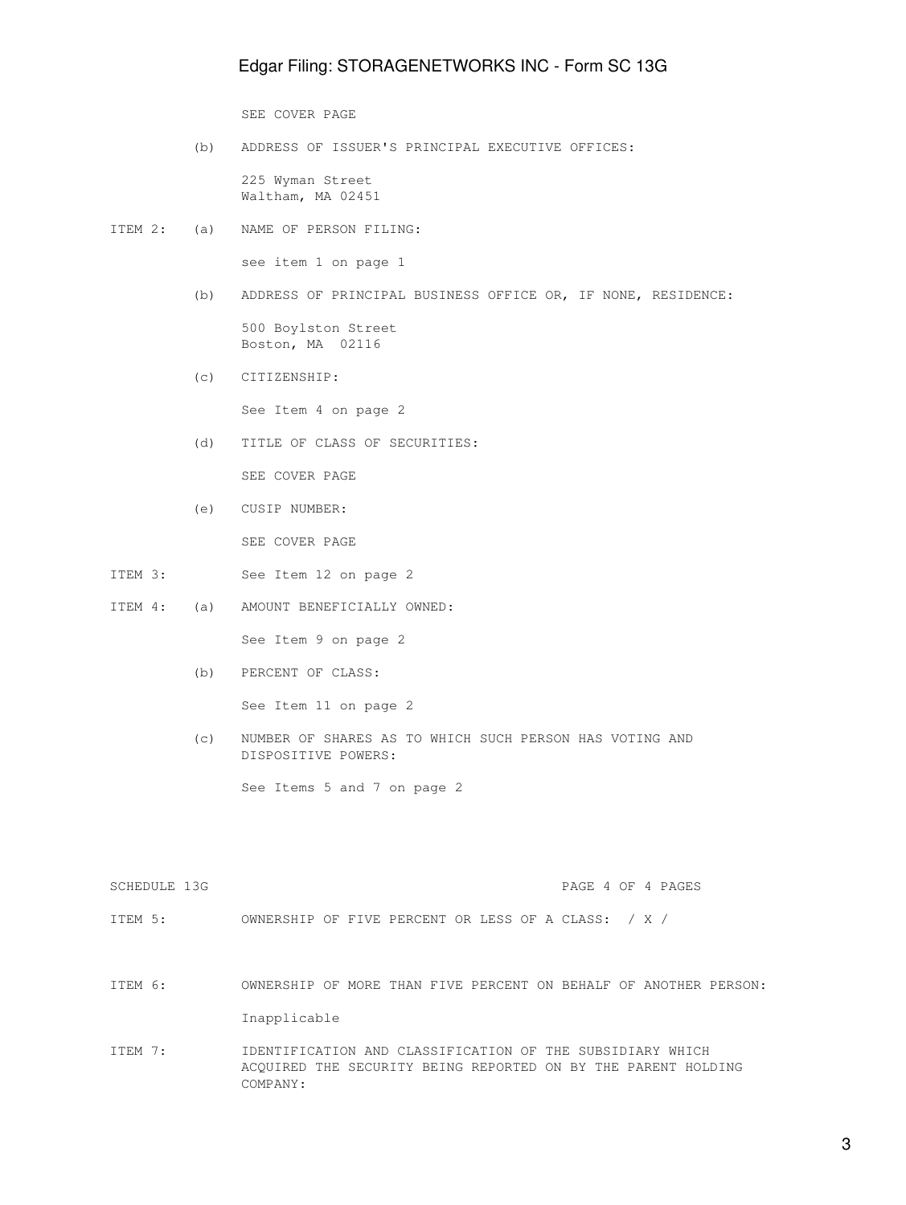SEE COVER PAGE

(b) ADDRESS OF ISSUER'S PRINCIPAL EXECUTIVE OFFICES:

225 Wyman Street
Waltham, MA 02451

ITEM 2: (a) NAME OF PERSON FILING:

see item 1 on page 1

(b) ADDRESS OF PRINCIPAL BUSINESS OFFICE OR, IF NONE, RESIDENCE:

500 Boylston Street
Boston, MA 02116

(c) CITIZENSHIP:

See Item 4 on page 2

(d) TITLE OF CLASS OF SECURITIES:

SEE COVER PAGE

(e) CUSIP NUMBER:

SEE COVER PAGE

ITEM 3: See Item 12 on page 2

ITEM 4: (a) AMOUNT BENEFICIALLY OWNED:

See Item 9 on page 2

(b) PERCENT OF CLASS:

See Item 11 on page 2

(c) NUMBER OF SHARES AS TO WHICH SUCH PERSON HAS VOTING AND DISPOSITIVE POWERS:

See Items 5 and 7 on page 2

SCHEDULE 13G PAGE 4 OF 4 PAGES

ITEM 5: OWNERSHIP OF FIVE PERCENT OR LESS OF A CLASS: / X /

ITEM 6: OWNERSHIP OF MORE THAN FIVE PERCENT ON BEHALF OF ANOTHER PERSON:

Inapplicable

ITEM 7: IDENTIFICATION AND CLASSIFICATION OF THE SUBSIDIARY WHICH ACQUIRED THE SECURITY BEING REPORTED ON BY THE PARENT HOLDING COMPANY: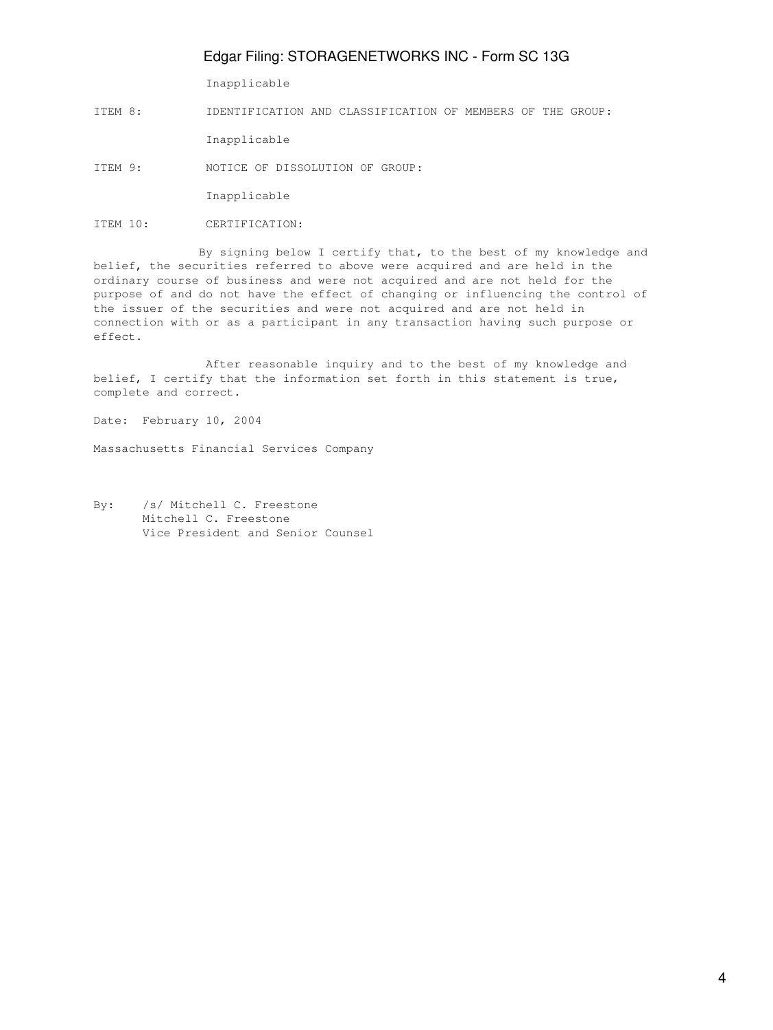Inapplicable

ITEM 8: IDENTIFICATION AND CLASSIFICATION OF MEMBERS OF THE GROUP:

Inapplicable

ITEM 9: NOTICE OF DISSOLUTION OF GROUP:

Inapplicable

ITEM 10: CERTIFICATION:

By signing below I certify that, to the best of my knowledge and belief, the securities referred to above were acquired and are held in the ordinary course of business and were not acquired and are not held for the purpose of and do not have the effect of changing or influencing the control of the issuer of the securities and were not acquired and are not held in connection with or as a participant in any transaction having such purpose or effect.

After reasonable inquiry and to the best of my knowledge and belief, I certify that the information set forth in this statement is true, complete and correct.

Date: February 10, 2004

Massachusetts Financial Services Company

By: /s/ Mitchell C. Freestone
Mitchell C. Freestone
Vice President and Senior Counsel